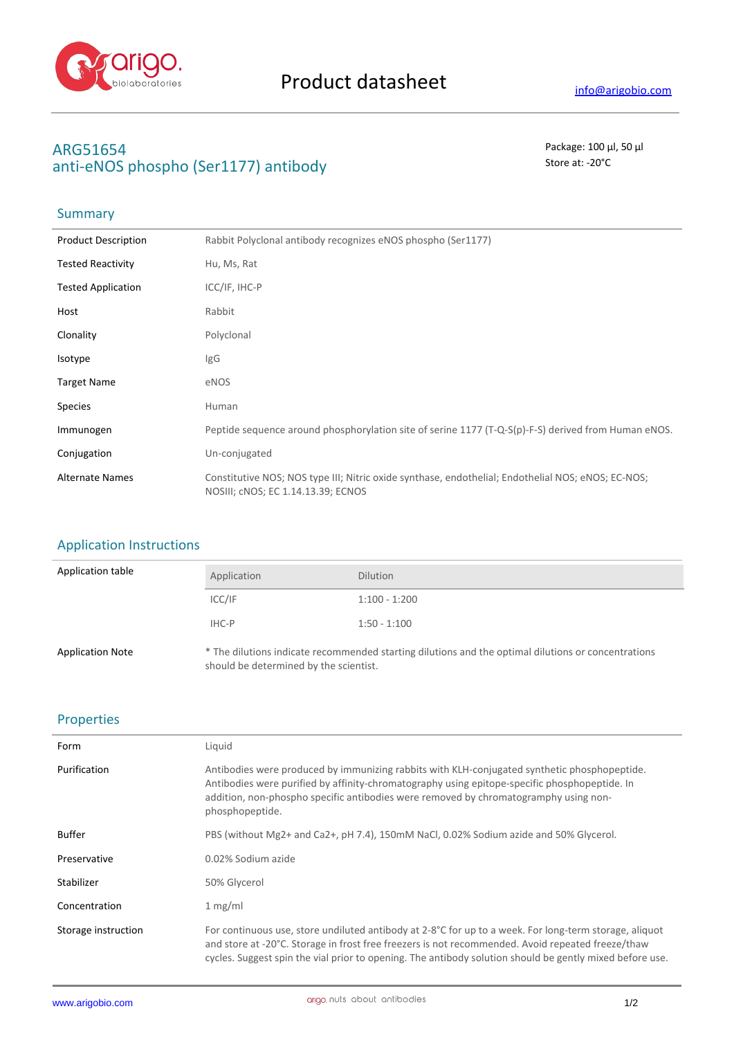# Product datasheet

info@arigobio.com

## ARG51654
## anti-eNOS phospho (Ser1177) antibody

Package: 100 μl, 50 μl
Store at: -20°C

### Summary

| | |
|---|---|
| Product Description | Rabbit Polyclonal antibody recognizes eNOS phospho (Ser1177) |
| Tested Reactivity | Hu, Ms, Rat |
| Tested Application | ICC/IF, IHC-P |
| Host | Rabbit |
| Clonality | Polyclonal |
| Isotype | IgG |
| Target Name | eNOS |
| Species | Human |
| Immunogen | Peptide sequence around phosphorylation site of serine 1177 (T-Q-S(p)-F-S) derived from Human eNOS. |
| Conjugation | Un-conjugated |
| Alternate Names | Constitutive NOS; NOS type III; Nitric oxide synthase, endothelial; Endothelial NOS; eNOS; EC-NOS; NOSIII; cNOS; EC 1.14.13.39; ECNOS |

### Application Instructions

Application table

| Application | Dilution |
|---|---|
| ICC/IF | 1:100 - 1:200 |
| IHC-P | 1:50 - 1:100 |

Application Note: * The dilutions indicate recommended starting dilutions and the optimal dilutions or concentrations should be determined by the scientist.

### Properties

| | |
|---|---|
| Form | Liquid |
| Purification | Antibodies were produced by immunizing rabbits with KLH-conjugated synthetic phosphopeptide. Antibodies were purified by affinity-chromatography using epitope-specific phosphopeptide. In addition, non-phospho specific antibodies were removed by chromatogramphy using non-phosphopeptide. |
| Buffer | PBS (without $Mg^{2+}$ and $Ca^{2+}$, pH 7.4), 150mM NaCl, 0.02% Sodium azide and 50% Glycerol. |
| Preservative | 0.02% Sodium azide |
| Stabilizer | 50% Glycerol |
| Concentration | 1 mg/ml |
| Storage instruction | For continuous use, store undiluted antibody at 2-8°C for up to a week. For long-term storage, aliquot and store at -20°C. Storage in frost free freezers is not recommended. Avoid repeated freeze/thaw cycles. Suggest spin the vial prior to opening. The antibody solution should be gently mixed before use. |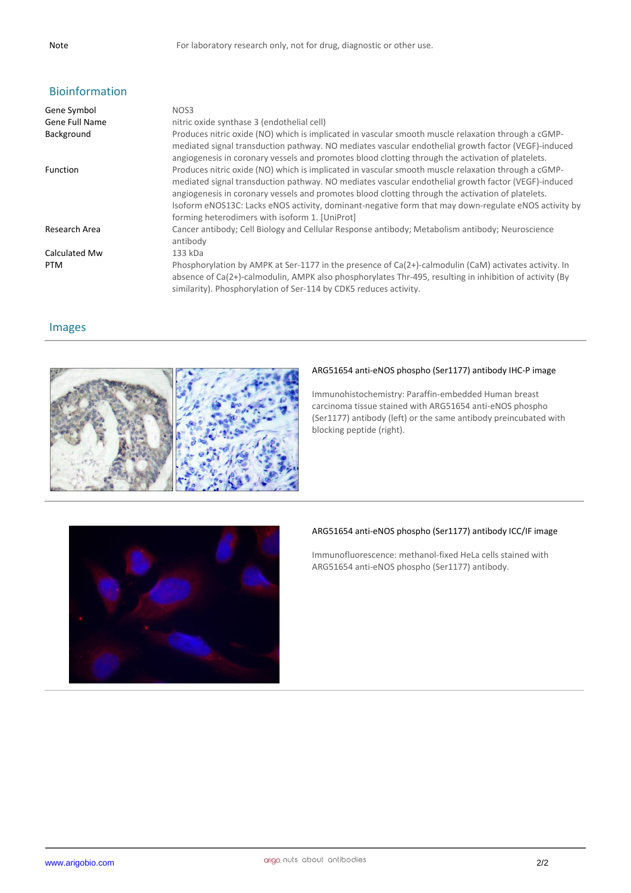| | |
|---|---|
| Note | For laboratory research only, not for drug, diagnostic or other use. |

## Bioinformation

| | |
|---|---|
| Gene Symbol | NOS3 |
| Gene Full Name | nitric oxide synthase 3 (endothelial cell) |
| Background | Produces nitric oxide (NO) which is implicated in vascular smooth muscle relaxation through a cGMP-mediated signal transduction pathway. NO mediates vascular endothelial growth factor (VEGF)-induced angiogenesis in coronary vessels and promotes blood clotting through the activation of platelets. |
| Function | Produces nitric oxide (NO) which is implicated in vascular smooth muscle relaxation through a cGMP-mediated signal transduction pathway. NO mediates vascular endothelial growth factor (VEGF)-induced angiogenesis in coronary vessels and promotes blood clotting through the activation of platelets. Isoform eNOS13C: Lacks eNOS activity, dominant-negative form that may down-regulate eNOS activity by forming heterodimers with isoform 1. [UniProt] |
| Research Area | Cancer antibody; Cell Biology and Cellular Response antibody; Metabolism antibody; Neuroscience antibody |
| Calculated Mw | 133 kDa |
| PTM | Phosphorylation by AMPK at Ser-1177 in the presence of Ca(2+)-calmodulin (CaM) activates activity. In absence of Ca(2+)-calmodulin, AMPK also phosphorylates Thr-495, resulting in inhibition of activity (By similarity). Phosphorylation of Ser-114 by CDK5 reduces activity. |

## Images

**ARG51654 anti-eNOS phospho (Ser1177) antibody IHC-P image**

Immunohistochemistry: Paraffin-embedded Human breast carcinoma tissue stained with ARG51654 anti-eNOS phospho (Ser1177) antibody (left) or the same antibody preincubated with blocking peptide (right).

**ARG51654 anti-eNOS phospho (Ser1177) antibody ICC/IF image**

Immunofluorescence: methanol-fixed HeLa cells stained with ARG51654 anti-eNOS phospho (Ser1177) antibody.